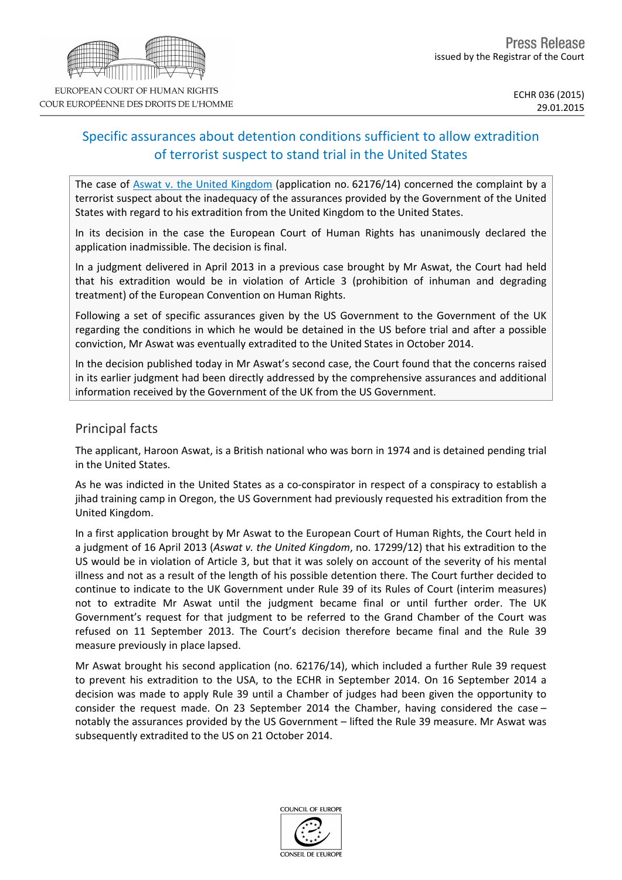EUROPEAN COURT OF HUMAN RIGHTS
COUR EUROPÉENNE DES DROITS DE L'HOMME

Press Release
issued by the Registrar of the Court

ECHR 036 (2015)
29.01.2015

# Specific assurances about detention conditions sufficient to allow extradition of terrorist suspect to stand trial in the United States

The case of [Aswat v. the United Kingdom](#) (application no. 62176/14) concerned the complaint by a terrorist suspect about the inadequacy of the assurances provided by the Government of the United States with regard to his extradition from the United Kingdom to the United States.

In its decision in the case the European Court of Human Rights has unanimously declared the application inadmissible. The decision is final.

In a judgment delivered in April 2013 in a previous case brought by Mr Aswat, the Court had held that his extradition would be in violation of Article 3 (prohibition of inhuman and degrading treatment) of the European Convention on Human Rights.

Following a set of specific assurances given by the US Government to the Government of the UK regarding the conditions in which he would be detained in the US before trial and after a possible conviction, Mr Aswat was eventually extradited to the United States in October 2014.

In the decision published today in Mr Aswat's second case, the Court found that the concerns raised in its earlier judgment had been directly addressed by the comprehensive assurances and additional information received by the Government of the UK from the US Government.

## Principal facts

The applicant, Haroon Aswat, is a British national who was born in 1974 and is detained pending trial in the United States.

As he was indicted in the United States as a co-conspirator in respect of a conspiracy to establish a jihad training camp in Oregon, the US Government had previously requested his extradition from the United Kingdom.

In a first application brought by Mr Aswat to the European Court of Human Rights, the Court held in a judgment of 16 April 2013 (*Aswat v. the United Kingdom*, no. 17299/12) that his extradition to the US would be in violation of Article 3, but that it was solely on account of the severity of his mental illness and not as a result of the length of his possible detention there. The Court further decided to continue to indicate to the UK Government under Rule 39 of its Rules of Court (interim measures) not to extradite Mr Aswat until the judgment became final or until further order. The UK Government's request for that judgment to be referred to the Grand Chamber of the Court was refused on 11 September 2013. The Court's decision therefore became final and the Rule 39 measure previously in place lapsed.

Mr Aswat brought his second application (no. 62176/14), which included a further Rule 39 request to prevent his extradition to the USA, to the ECHR in September 2014. On 16 September 2014 a decision was made to apply Rule 39 until a Chamber of judges had given the opportunity to consider the request made. On 23 September 2014 the Chamber, having considered the case – notably the assurances provided by the US Government – lifted the Rule 39 measure. Mr Aswat was subsequently extradited to the US on 21 October 2014.

COUNCIL OF EUROPE
CONSEIL DE L'EUROPE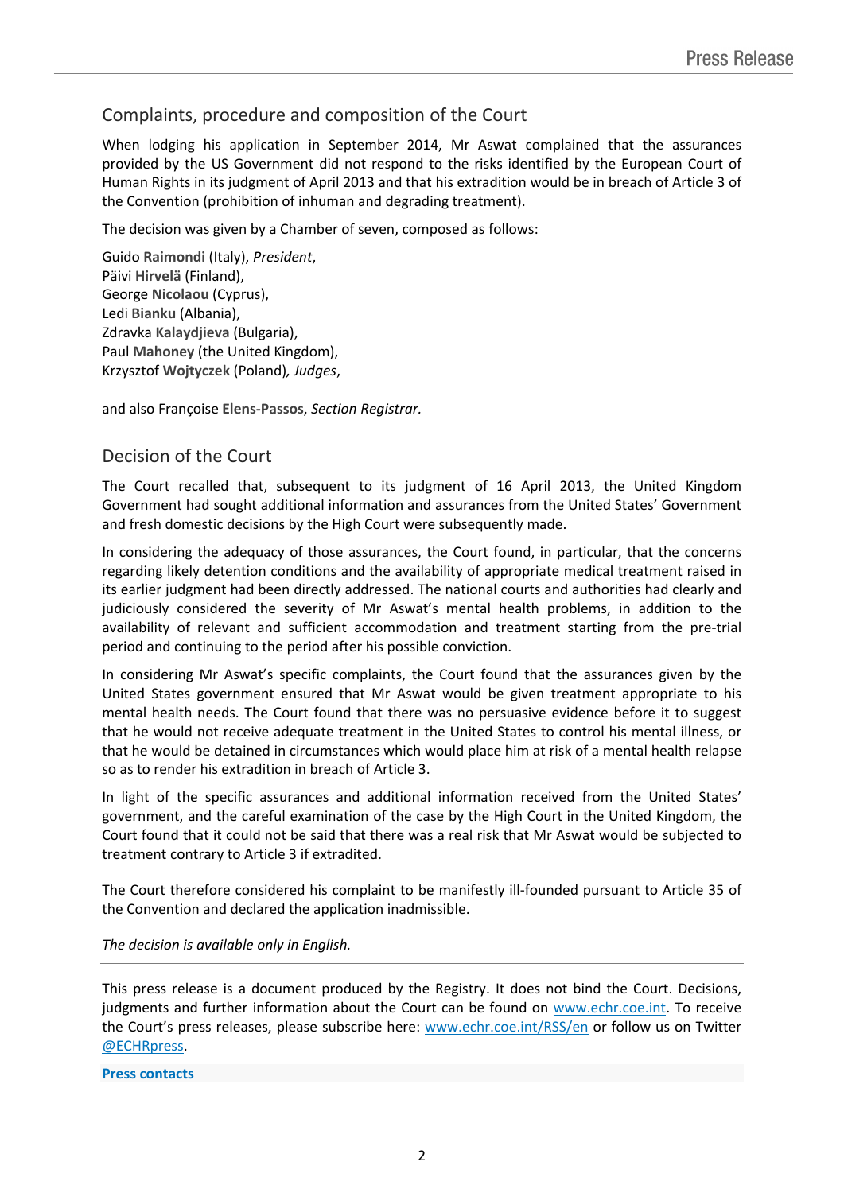## Complaints, procedure and composition of the Court

When lodging his application in September 2014, Mr Aswat complained that the assurances provided by the US Government did not respond to the risks identified by the European Court of Human Rights in its judgment of April 2013 and that his extradition would be in breach of Article 3 of the Convention (prohibition of inhuman and degrading treatment).

The decision was given by a Chamber of seven, composed as follows:

Guido **Raimondi** (Italy), *President*,
Päivi **Hirvelä** (Finland),
George **Nicolaou** (Cyprus),
Ledi **Bianku** (Albania),
Zdravka **Kalaydjieva** (Bulgaria),
Paul **Mahoney** (the United Kingdom),
Krzysztof **Wojtyczek** (Poland), *Judges*,

and also Françoise **Elens-Passos**, *Section Registrar.*

## Decision of the Court

The Court recalled that, subsequent to its judgment of 16 April 2013, the United Kingdom Government had sought additional information and assurances from the United States' Government and fresh domestic decisions by the High Court were subsequently made.

In considering the adequacy of those assurances, the Court found, in particular, that the concerns regarding likely detention conditions and the availability of appropriate medical treatment raised in its earlier judgment had been directly addressed. The national courts and authorities had clearly and judiciously considered the severity of Mr Aswat's mental health problems, in addition to the availability of relevant and sufficient accommodation and treatment starting from the pre-trial period and continuing to the period after his possible conviction.

In considering Mr Aswat's specific complaints, the Court found that the assurances given by the United States government ensured that Mr Aswat would be given treatment appropriate to his mental health needs. The Court found that there was no persuasive evidence before it to suggest that he would not receive adequate treatment in the United States to control his mental illness, or that he would be detained in circumstances which would place him at risk of a mental health relapse so as to render his extradition in breach of Article 3.

In light of the specific assurances and additional information received from the United States' government, and the careful examination of the case by the High Court in the United Kingdom, the Court found that it could not be said that there was a real risk that Mr Aswat would be subjected to treatment contrary to Article 3 if extradited.

The Court therefore considered his complaint to be manifestly ill-founded pursuant to Article 35 of the Convention and declared the application inadmissible.

*The decision is available only in English.*

---

This press release is a document produced by the Registry. It does not bind the Court. Decisions, judgments and further information about the Court can be found on www.echr.coe.int. To receive the Court's press releases, please subscribe here: www.echr.coe.int/RSS/en or follow us on Twitter @ECHRpress.

**Press contacts**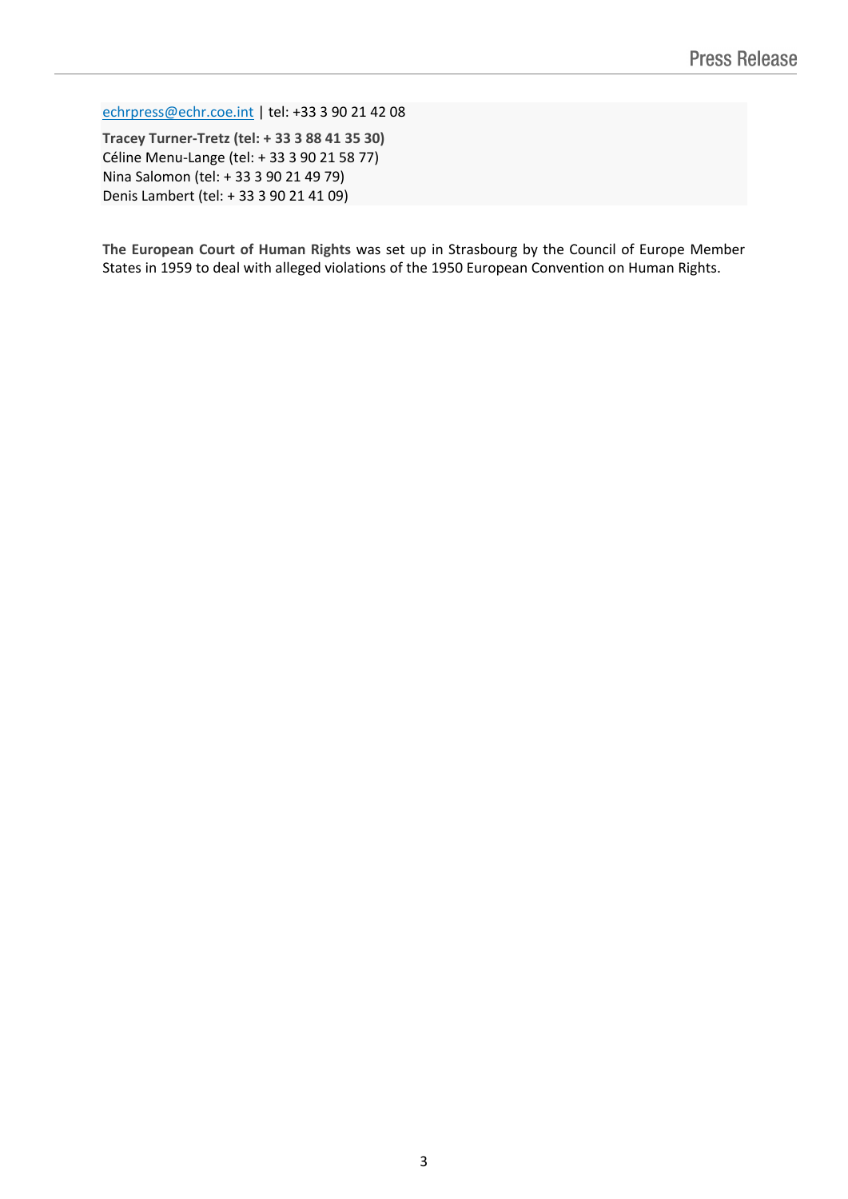echrpress@echr.coe.int | tel: +33 3 90 21 42 08

**Tracey Turner-Tretz (tel: + 33 3 88 41 35 30)**
Céline Menu-Lange (tel: + 33 3 90 21 58 77)
Nina Salomon (tel: + 33 3 90 21 49 79)
Denis Lambert (tel: + 33 3 90 21 41 09)

**The European Court of Human Rights** was set up in Strasbourg by the Council of Europe Member States in 1959 to deal with alleged violations of the 1950 European Convention on Human Rights.